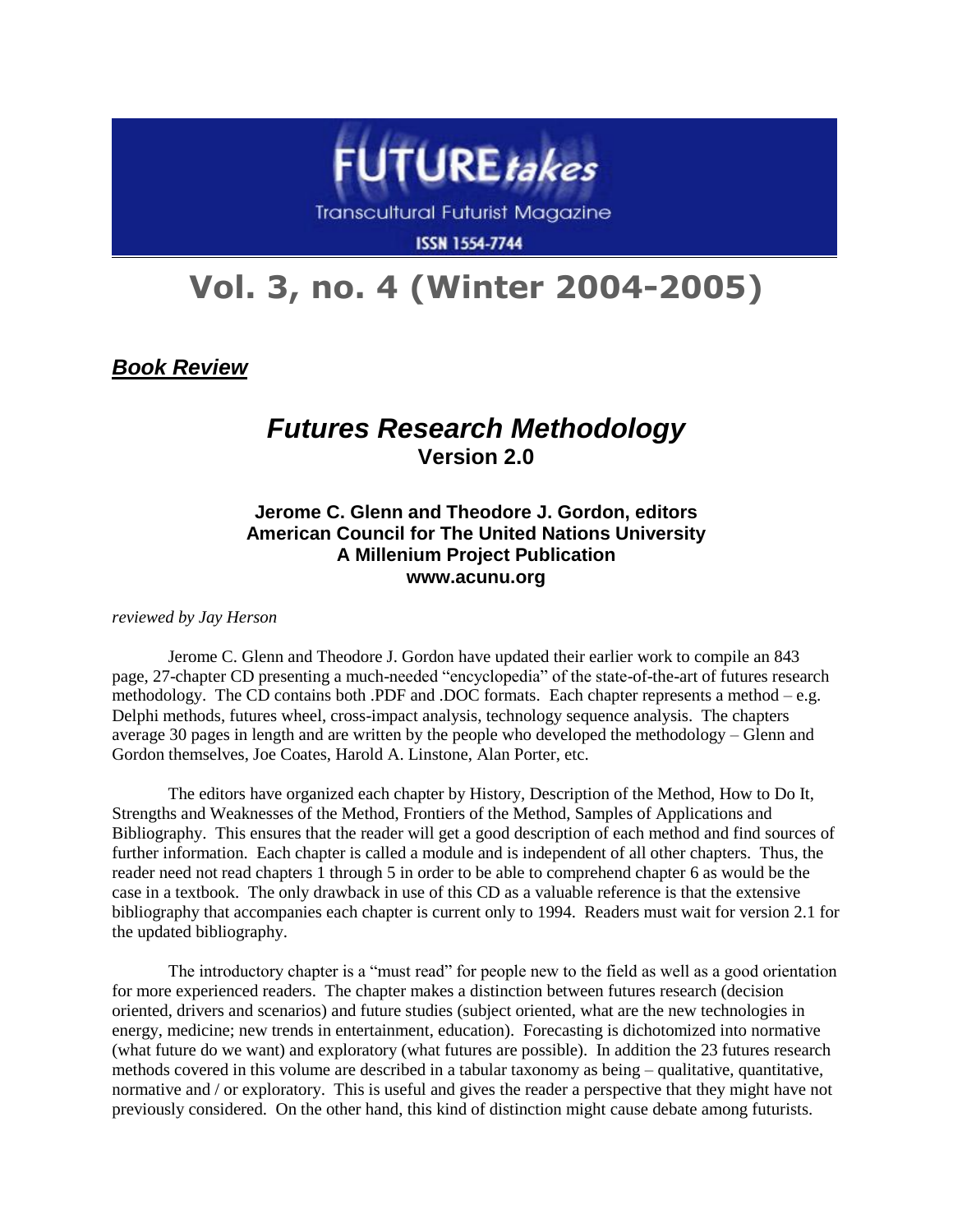# FUTURE*takes*

Transcultural Futurist Magazine

ISSN 1554-7744

# Vol. 3, no. 4 (Winter 2004-2005)

***Book Review***

## *Futures Research Methodology*

### Version 2.0

**Jerome C. Glenn and Theodore J. Gordon, editors**
**American Council for The United Nations University**
**A Millenium Project Publication**
**www.acunu.org**

*reviewed by Jay Herson*

Jerome C. Glenn and Theodore J. Gordon have updated their earlier work to compile an 843 page, 27-chapter CD presenting a much-needed "encyclopedia" of the state-of-the-art of futures research methodology. The CD contains both .PDF and .DOC formats. Each chapter represents a method – e.g. Delphi methods, futures wheel, cross-impact analysis, technology sequence analysis. The chapters average 30 pages in length and are written by the people who developed the methodology – Glenn and Gordon themselves, Joe Coates, Harold A. Linstone, Alan Porter, etc.

The editors have organized each chapter by History, Description of the Method, How to Do It, Strengths and Weaknesses of the Method, Frontiers of the Method, Samples of Applications and Bibliography. This ensures that the reader will get a good description of each method and find sources of further information. Each chapter is called a module and is independent of all other chapters. Thus, the reader need not read chapters 1 through 5 in order to be able to comprehend chapter 6 as would be the case in a textbook. The only drawback in use of this CD as a valuable reference is that the extensive bibliography that accompanies each chapter is current only to 1994. Readers must wait for version 2.1 for the updated bibliography.

The introductory chapter is a "must read" for people new to the field as well as a good orientation for more experienced readers. The chapter makes a distinction between futures research (decision oriented, drivers and scenarios) and future studies (subject oriented, what are the new technologies in energy, medicine; new trends in entertainment, education). Forecasting is dichotomized into normative (what future do we want) and exploratory (what futures are possible). In addition the 23 futures research methods covered in this volume are described in a tabular taxonomy as being – qualitative, quantitative, normative and / or exploratory. This is useful and gives the reader a perspective that they might have not previously considered. On the other hand, this kind of distinction might cause debate among futurists.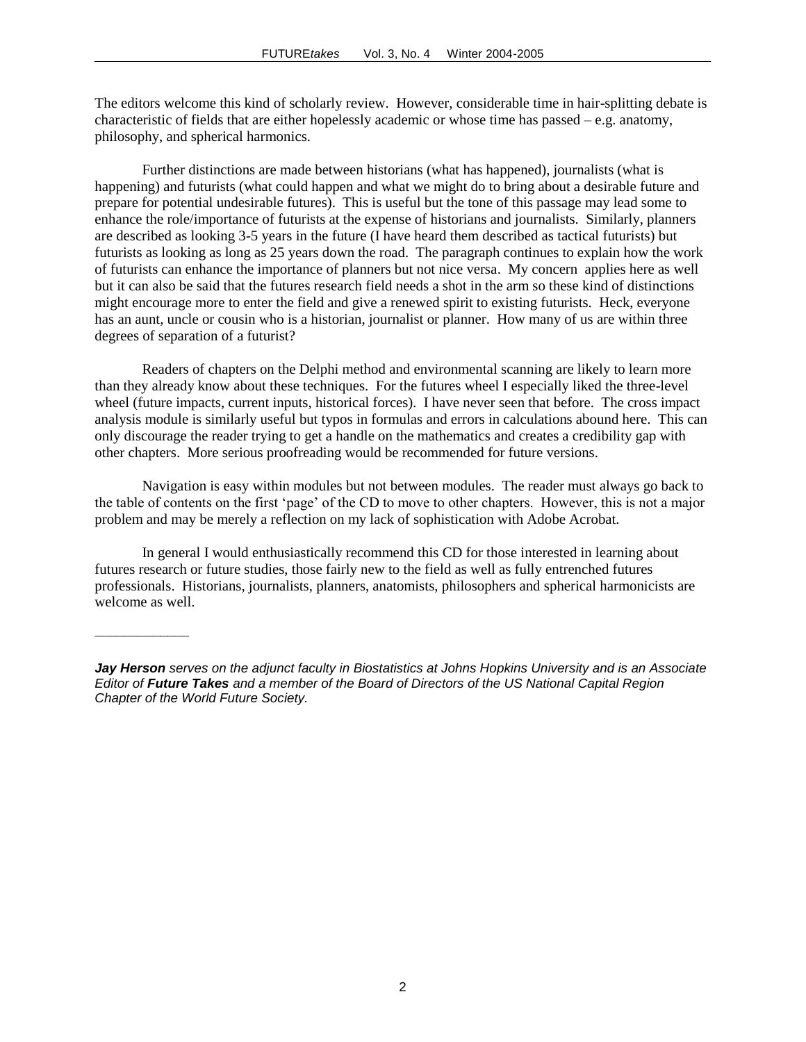The editors welcome this kind of scholarly review. However, considerable time in hair-splitting debate is characteristic of fields that are either hopelessly academic or whose time has passed – e.g. anatomy, philosophy, and spherical harmonics.

Further distinctions are made between historians (what has happened), journalists (what is happening) and futurists (what could happen and what we might do to bring about a desirable future and prepare for potential undesirable futures). This is useful but the tone of this passage may lead some to enhance the role/importance of futurists at the expense of historians and journalists. Similarly, planners are described as looking 3-5 years in the future (I have heard them described as tactical futurists) but futurists as looking as long as 25 years down the road. The paragraph continues to explain how the work of futurists can enhance the importance of planners but not nice versa. My concern applies here as well but it can also be said that the futures research field needs a shot in the arm so these kind of distinctions might encourage more to enter the field and give a renewed spirit to existing futurists. Heck, everyone has an aunt, uncle or cousin who is a historian, journalist or planner. How many of us are within three degrees of separation of a futurist?

Readers of chapters on the Delphi method and environmental scanning are likely to learn more than they already know about these techniques. For the futures wheel I especially liked the three-level wheel (future impacts, current inputs, historical forces). I have never seen that before. The cross impact analysis module is similarly useful but typos in formulas and errors in calculations abound here. This can only discourage the reader trying to get a handle on the mathematics and creates a credibility gap with other chapters. More serious proofreading would be recommended for future versions.

Navigation is easy within modules but not between modules. The reader must always go back to the table of contents on the first 'page' of the CD to move to other chapters. However, this is not a major problem and may be merely a reflection on my lack of sophistication with Adobe Acrobat.

In general I would enthusiastically recommend this CD for those interested in learning about futures research or future studies, those fairly new to the field as well as fully entrenched futures professionals. Historians, journalists, planners, anatomists, philosophers and spherical harmonicists are welcome as well.

---

***Jay Herson*** *serves on the adjunct faculty in Biostatistics at Johns Hopkins University and is an Associate Editor of* ***Future Takes*** *and a member of the Board of Directors of the US National Capital Region Chapter of the World Future Society.*